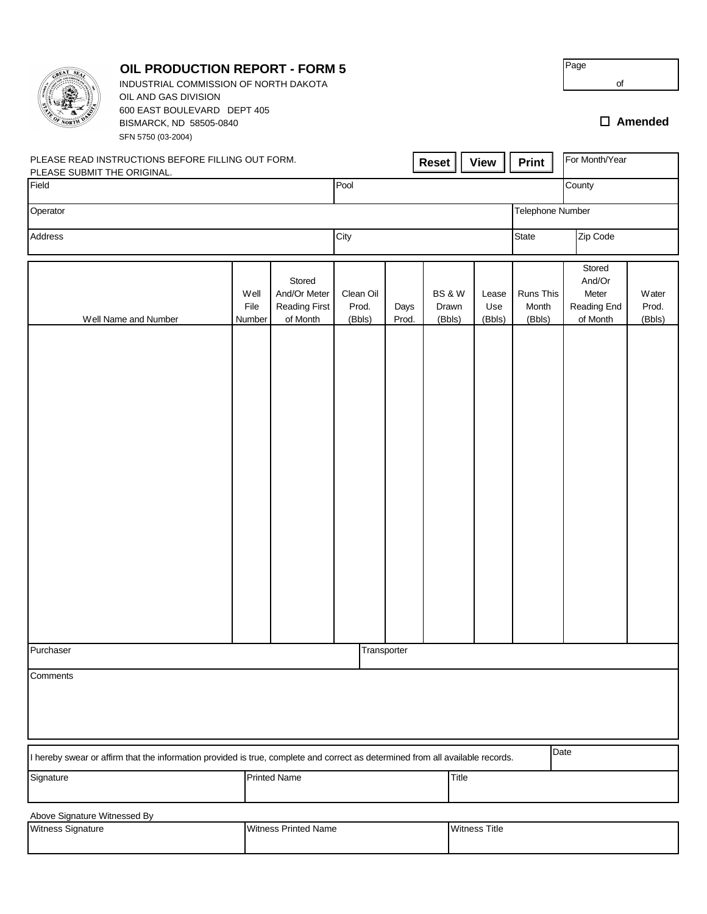# OIL PRODUCTION REPORT - FORM 5

INDUSTRIAL COMMISSION OF NORTH DAKOTA
OIL AND GAS DIVISION
600 EAST BOULEVARD DEPT 405
BISMARCK, ND 58505-0840
SFN 5750 (03-2004)

Page of

☐ **Amended**

PLEASE READ INSTRUCTIONS BEFORE FILLING OUT FORM.
PLEASE SUBMIT THE ORIGINAL.

**Reset** **View** **Print**

| For Month/Year | | | |
|---|---|---|---|
| Field | Pool | County | |
| Operator | | Telephone Number | |
| Address | City | State | Zip Code |

| Well Name and Number | Well File Number | Stored And/Or Meter Reading First of Month | Clean Oil Prod. (Bbls) | Days Prod. | BS & W Drawn (Bbls) | Lease Use (Bbls) | Runs This Month (Bbls) | Stored And/Or Meter Reading End of Month | Water Prod. (Bbls) |
|---|---|---|---|---|---|---|---|---|---|
| | | | | | | | | | |

| Purchaser | Transporter |
|---|---|
| | |

Comments

| I hereby swear or affirm that the information provided is true, complete and correct as determined from all available records. | | Date |
|---|---|---|
| Signature | Printed Name | Title |

Above Signature Witnessed By

| Witness Signature | Witness Printed Name | Witness Title |
|---|---|---|
| | | |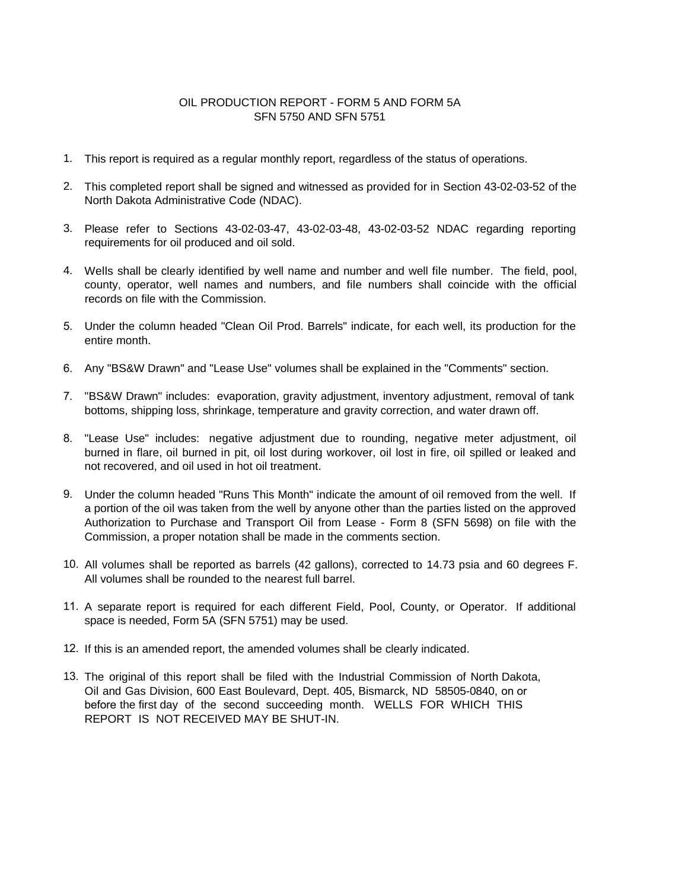# OIL PRODUCTION REPORT - FORM 5 AND FORM 5A
## SFN 5750 AND SFN 5751

1. This report is required as a regular monthly report, regardless of the status of operations.

2. This completed report shall be signed and witnessed as provided for in Section 43-02-03-52 of the North Dakota Administrative Code (NDAC).

3. Please refer to Sections 43-02-03-47, 43-02-03-48, 43-02-03-52 NDAC regarding reporting requirements for oil produced and oil sold.

4. Wells shall be clearly identified by well name and number and well file number. The field, pool, county, operator, well names and numbers, and file numbers shall coincide with the official records on file with the Commission.

5. Under the column headed "Clean Oil Prod. Barrels" indicate, for each well, its production for the entire month.

6. Any "BS&W Drawn" and "Lease Use" volumes shall be explained in the "Comments" section.

7. "BS&W Drawn" includes: evaporation, gravity adjustment, inventory adjustment, removal of tank bottoms, shipping loss, shrinkage, temperature and gravity correction, and water drawn off.

8. "Lease Use" includes: negative adjustment due to rounding, negative meter adjustment, oil burned in flare, oil burned in pit, oil lost during workover, oil lost in fire, oil spilled or leaked and not recovered, and oil used in hot oil treatment.

9. Under the column headed "Runs This Month" indicate the amount of oil removed from the well. If a portion of the oil was taken from the well by anyone other than the parties listed on the approved Authorization to Purchase and Transport Oil from Lease - Form 8 (SFN 5698) on file with the Commission, a proper notation shall be made in the comments section.

10. All volumes shall be reported as barrels (42 gallons), corrected to 14.73 psia and 60 degrees F. All volumes shall be rounded to the nearest full barrel.

11. A separate report is required for each different Field, Pool, County, or Operator. If additional space is needed, Form 5A (SFN 5751) may be used.

12. If this is an amended report, the amended volumes shall be clearly indicated.

13. The original of this report shall be filed with the Industrial Commission of North Dakota, Oil and Gas Division, 600 East Boulevard, Dept. 405, Bismarck, ND 58505-0840, on or before the first day of the second succeeding month. WELLS FOR WHICH THIS REPORT IS NOT RECEIVED MAY BE SHUT-IN.